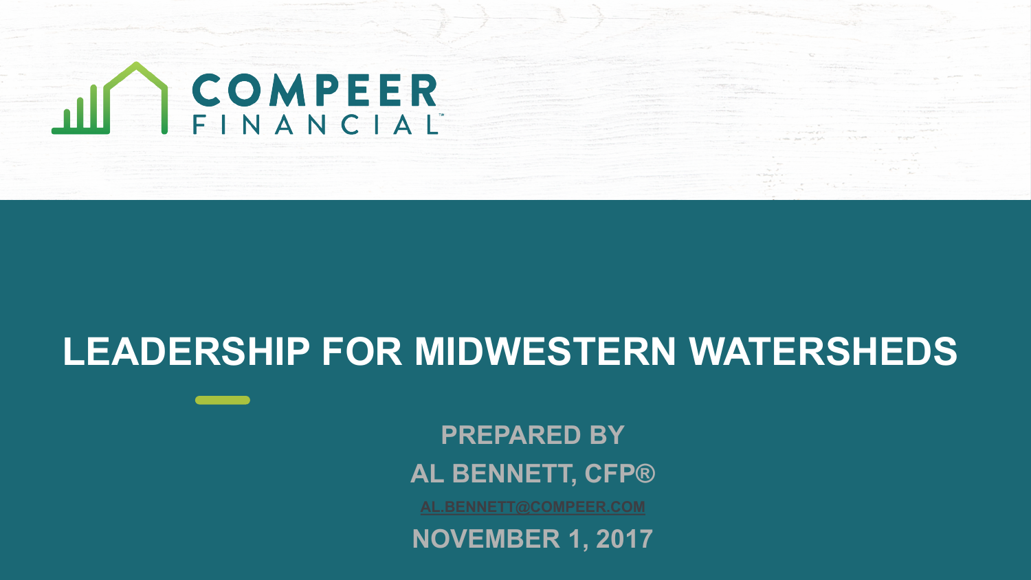COMPEER FINANCIAL

# LEADERSHIP FOR MIDWESTERN WATERSHEDS

PREPARED BY

AL BENNETT, CFP®

AL.BENNETT@COMPEER.COM

NOVEMBER 1, 2017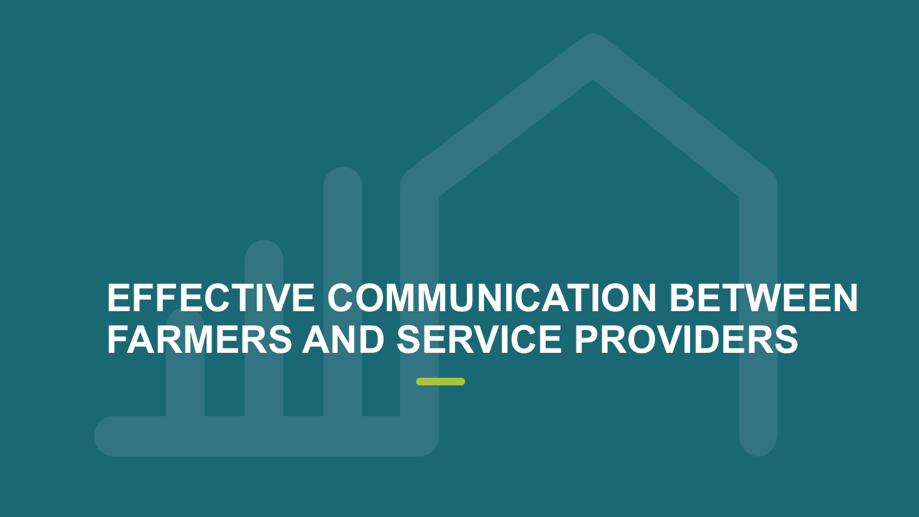# EFFECTIVE COMMUNICATION BETWEEN FARMERS AND SERVICE PROVIDERS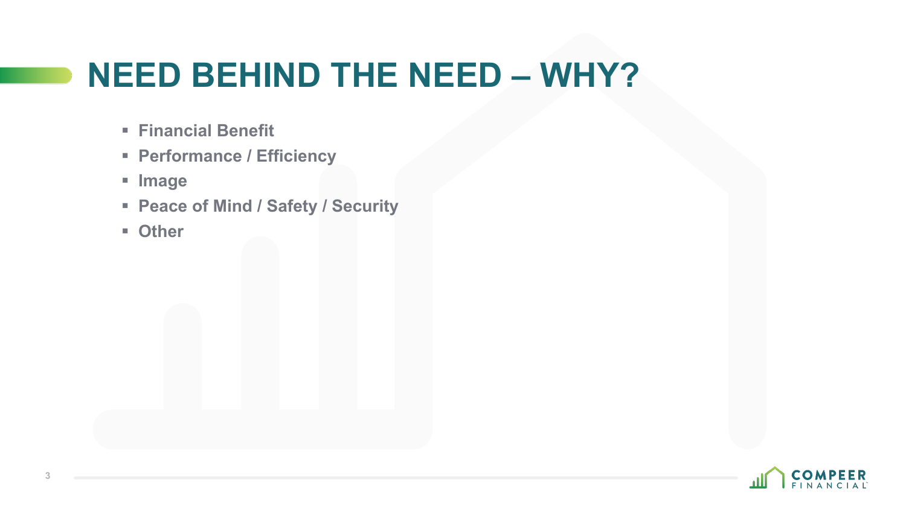# NEED BEHIND THE NEED – WHY?

- Financial Benefit
- Performance / Efficiency
- Image
- Peace of Mind / Safety / Security
- Other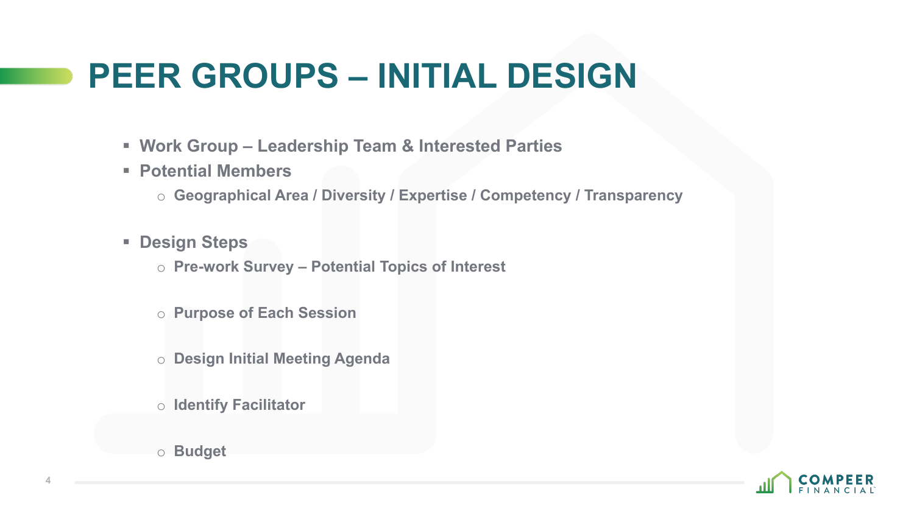# PEER GROUPS – INITIAL DESIGN

- **Work Group – Leadership Team & Interested Parties**
- **Potential Members**
  - **Geographical Area / Diversity / Expertise / Competency / Transparency**
- **Design Steps**
  - **Pre-work Survey – Potential Topics of Interest**
  - **Purpose of Each Session**
  - **Design Initial Meeting Agenda**
  - **Identify Facilitator**
  - **Budget**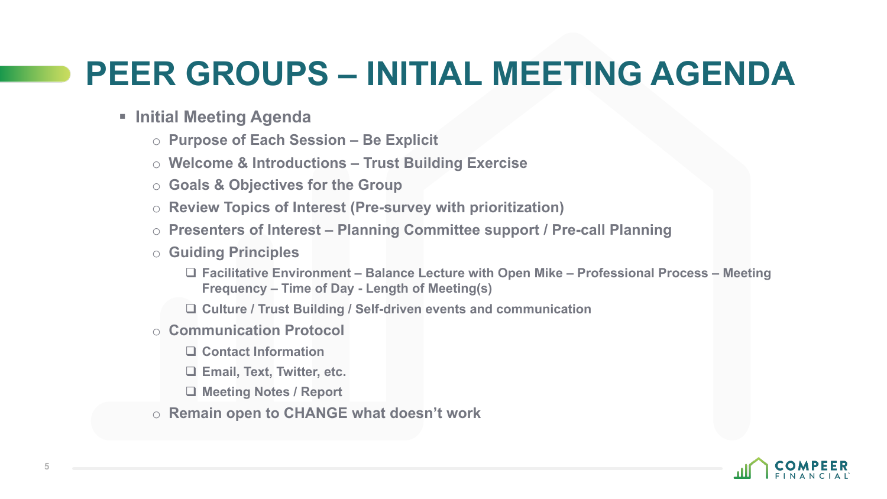# PEER GROUPS – INITIAL MEETING AGENDA

- **Initial Meeting Agenda**
  - **Purpose of Each Session – Be Explicit**
  - **Welcome & Introductions – Trust Building Exercise**
  - **Goals & Objectives for the Group**
  - **Review Topics of Interest (Pre-survey with prioritization)**
  - **Presenters of Interest – Planning Committee support / Pre-call Planning**
  - **Guiding Principles**
    - **Facilitative Environment – Balance Lecture with Open Mike – Professional Process – Meeting Frequency – Time of Day - Length of Meeting(s)**
    - **Culture / Trust Building / Self-driven events and communication**
  - **Communication Protocol**
    - **Contact Information**
    - **Email, Text, Twitter, etc.**
    - **Meeting Notes / Report**
  - **Remain open to CHANGE what doesn't work**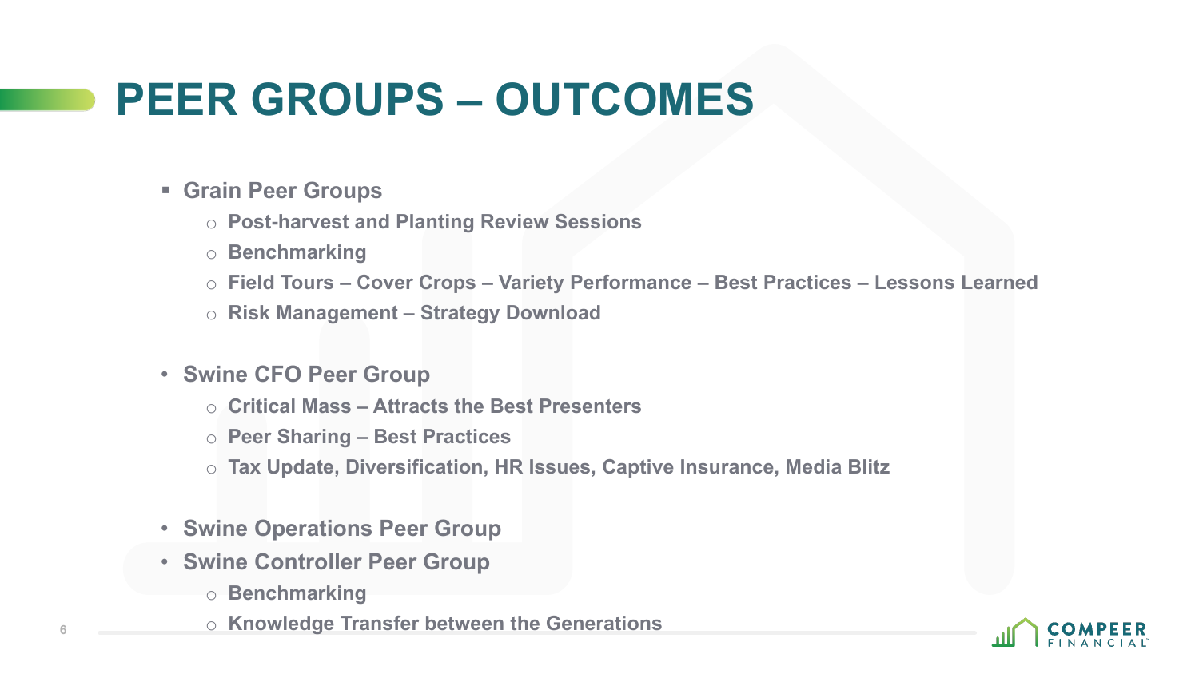# PEER GROUPS – OUTCOMES

- Grain Peer Groups
  - Post-harvest and Planting Review Sessions
  - Benchmarking
  - Field Tours – Cover Crops – Variety Performance – Best Practices – Lessons Learned
  - Risk Management – Strategy Download

- Swine CFO Peer Group
  - Critical Mass – Attracts the Best Presenters
  - Peer Sharing – Best Practices
  - Tax Update, Diversification, HR Issues, Captive Insurance, Media Blitz

- Swine Operations Peer Group
- Swine Controller Peer Group
  - Benchmarking
  - Knowledge Transfer between the Generations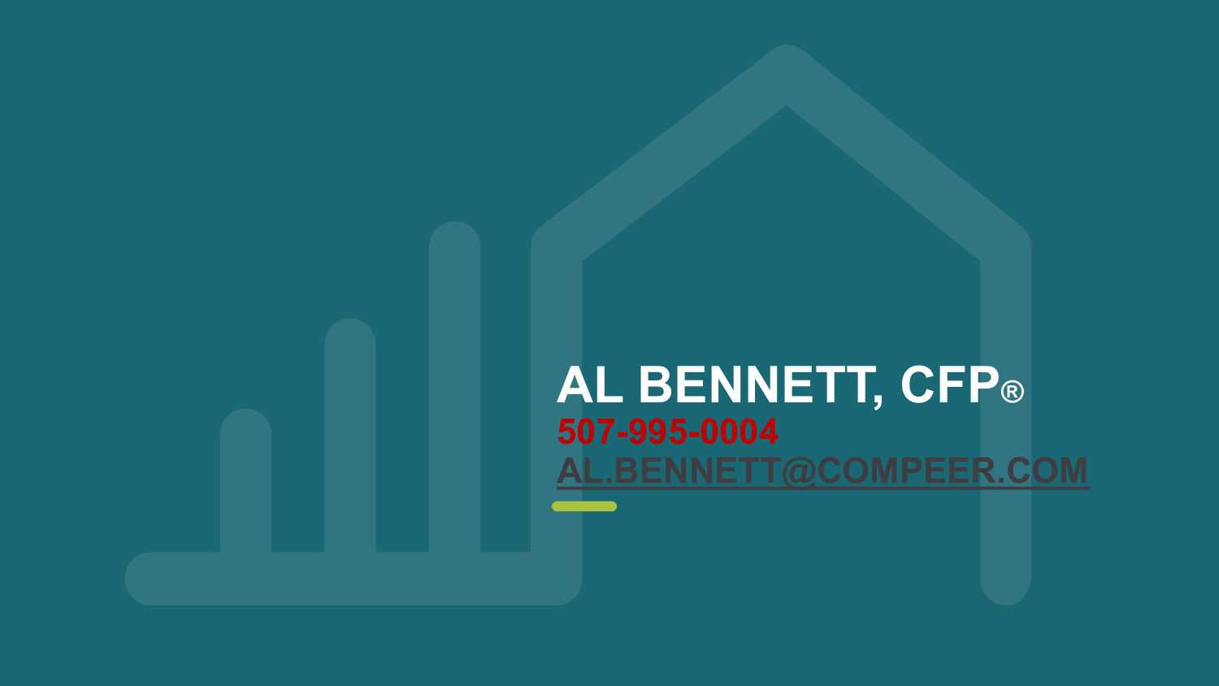# AL BENNETT, CFP®

**507-995-0004**

**AL.BENNETT@COMPEER.COM**